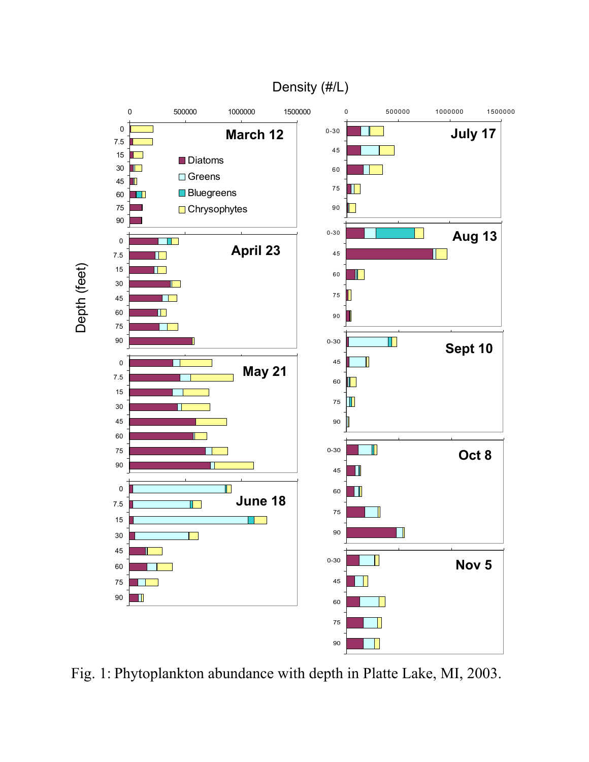Fig. 1: Phytoplankton abundance with depth in Platte Lake, MI, 2003.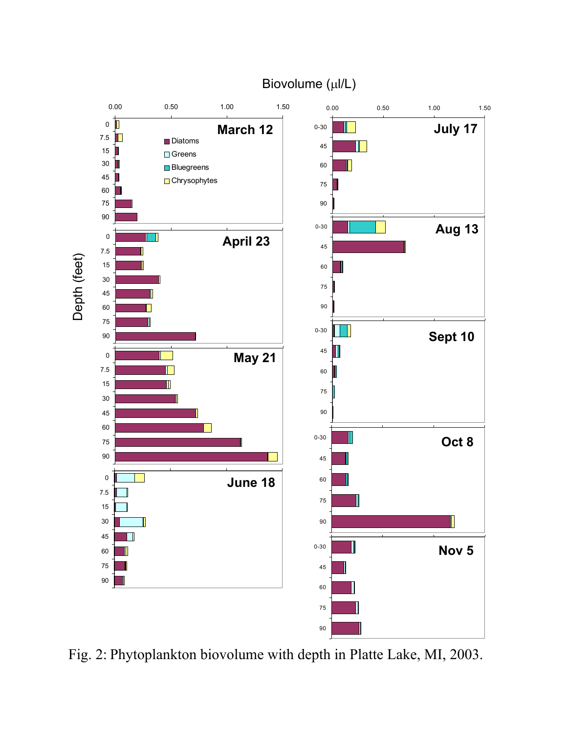Fig. 2: Phytoplankton biovolume with depth in Platte Lake, MI, 2003.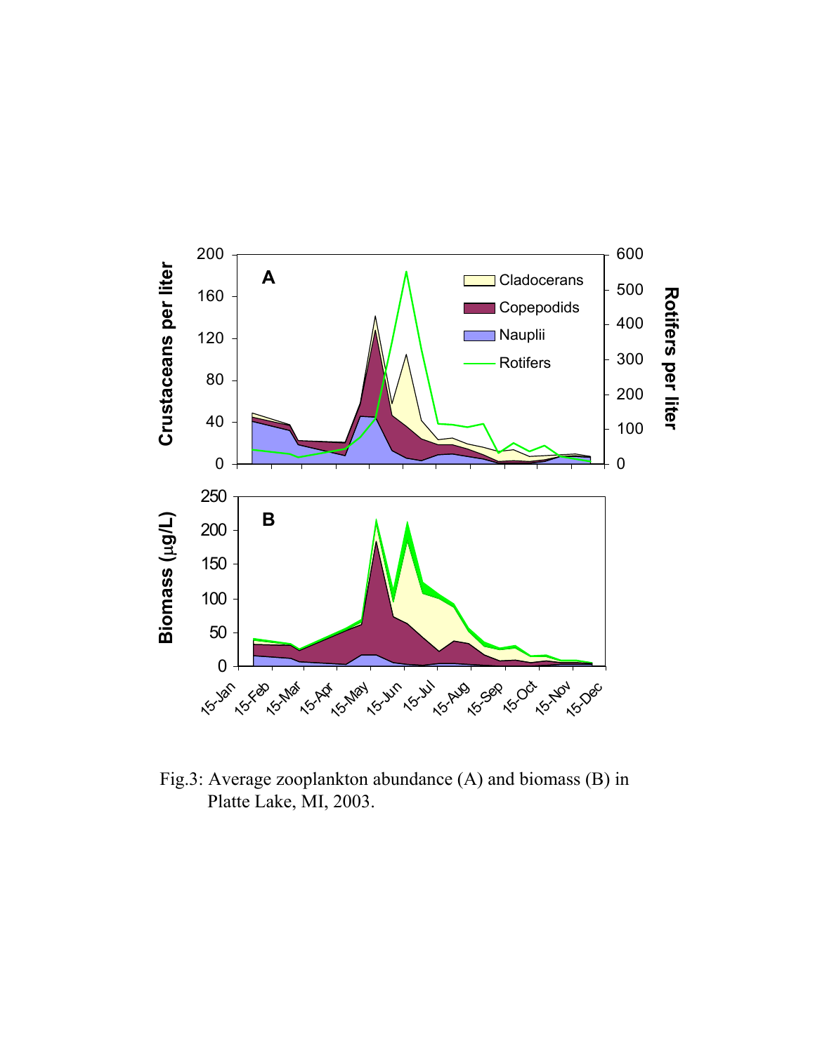Fig.3: Average zooplankton abundance (A) and biomass (B) in Platte Lake, MI, 2003.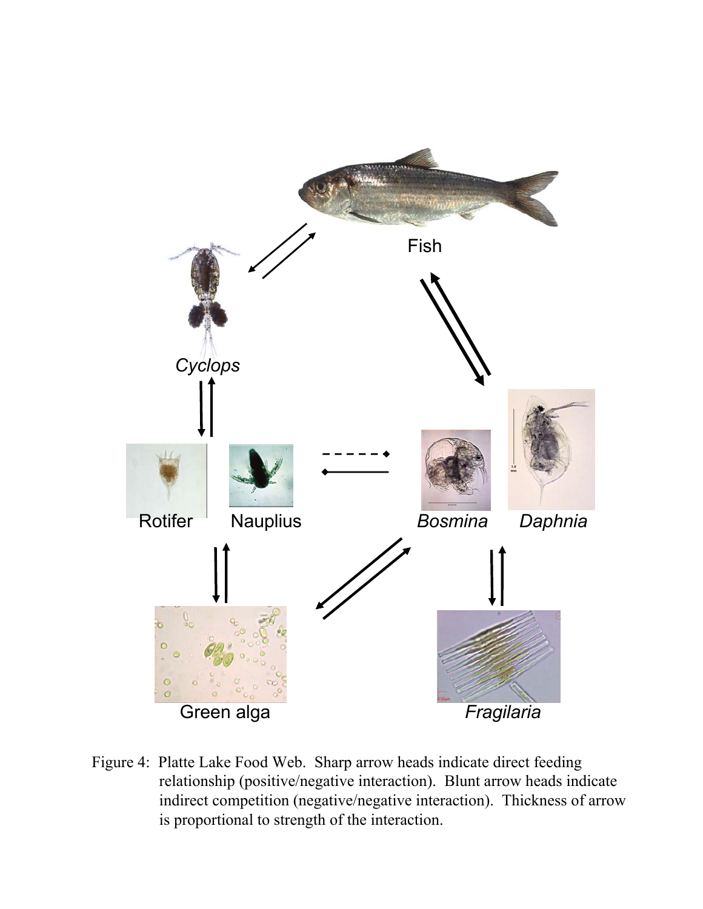Fish

*Cyclops*

Rotifer

Nauplius

*Bosmina*

*Daphnia*

Green alga

*Fragilaria*

Figure 4: Platte Lake Food Web. Sharp arrow heads indicate direct feeding relationship (positive/negative interaction). Blunt arrow heads indicate indirect competition (negative/negative interaction). Thickness of arrow is proportional to strength of the interaction.